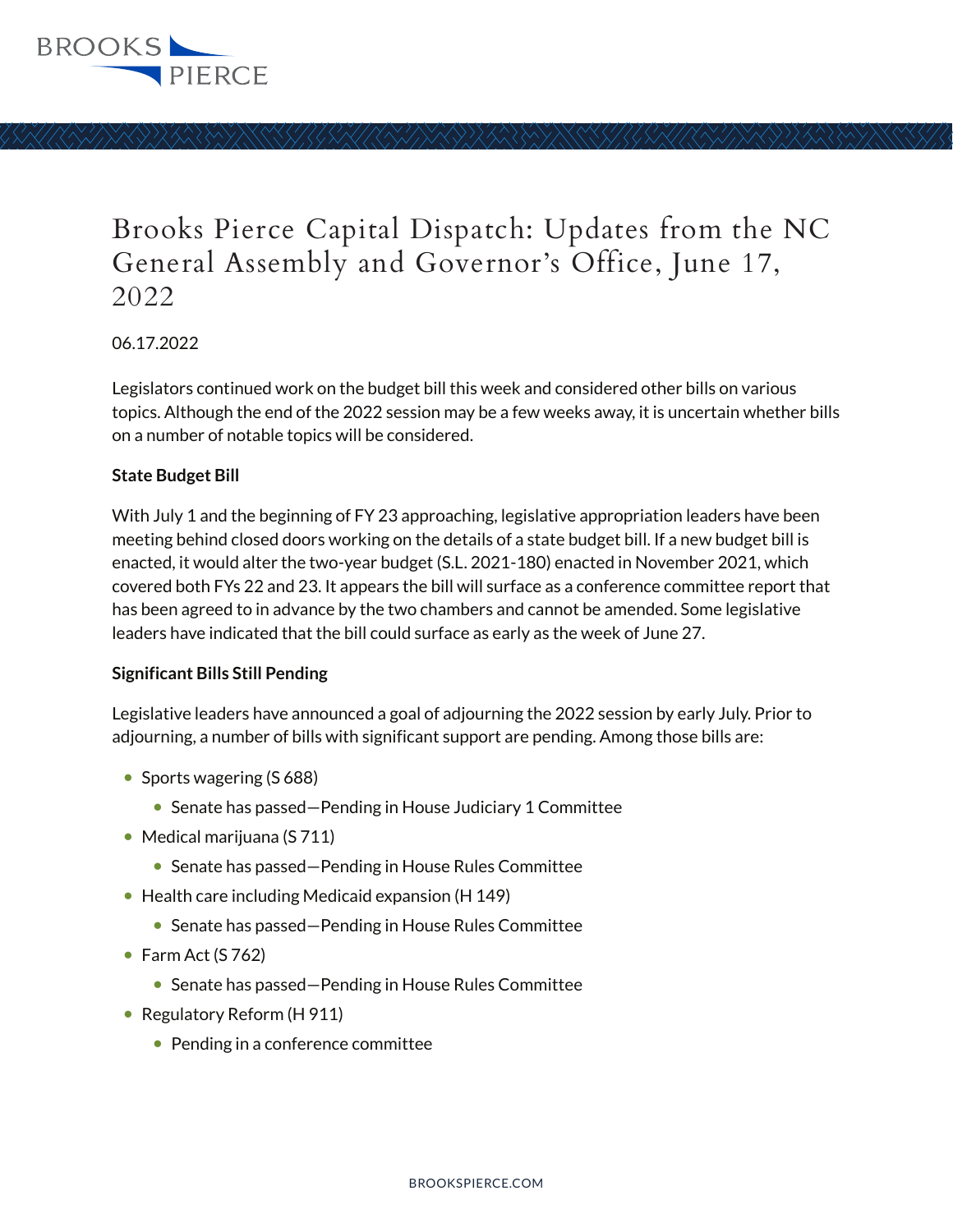# Brooks Pierce Capital Dispatch: Updates from the NC General Assembly and Governor's Office, June 17, 2022

06.17.2022

Legislators continued work on the budget bill this week and considered other bills on various topics. Although the end of the 2022 session may be a few weeks away, it is uncertain whether bills on a number of notable topics will be considered.

**State Budget Bill**

With July 1 and the beginning of FY 23 approaching, legislative appropriation leaders have been meeting behind closed doors working on the details of a state budget bill. If a new budget bill is enacted, it would alter the two-year budget (S.L. 2021-180) enacted in November 2021, which covered both FYs 22 and 23. It appears the bill will surface as a conference committee report that has been agreed to in advance by the two chambers and cannot be amended. Some legislative leaders have indicated that the bill could surface as early as the week of June 27.

**Significant Bills Still Pending**

Legislative leaders have announced a goal of adjourning the 2022 session by early July. Prior to adjourning, a number of bills with significant support are pending. Among those bills are:

- Sports wagering (S 688)
  - Senate has passed—Pending in House Judiciary 1 Committee
- Medical marijuana (S 711)
  - Senate has passed—Pending in House Rules Committee
- Health care including Medicaid expansion (H 149)
  - Senate has passed—Pending in House Rules Committee
- Farm Act (S 762)
  - Senate has passed—Pending in House Rules Committee
- Regulatory Reform (H 911)
  - Pending in a conference committee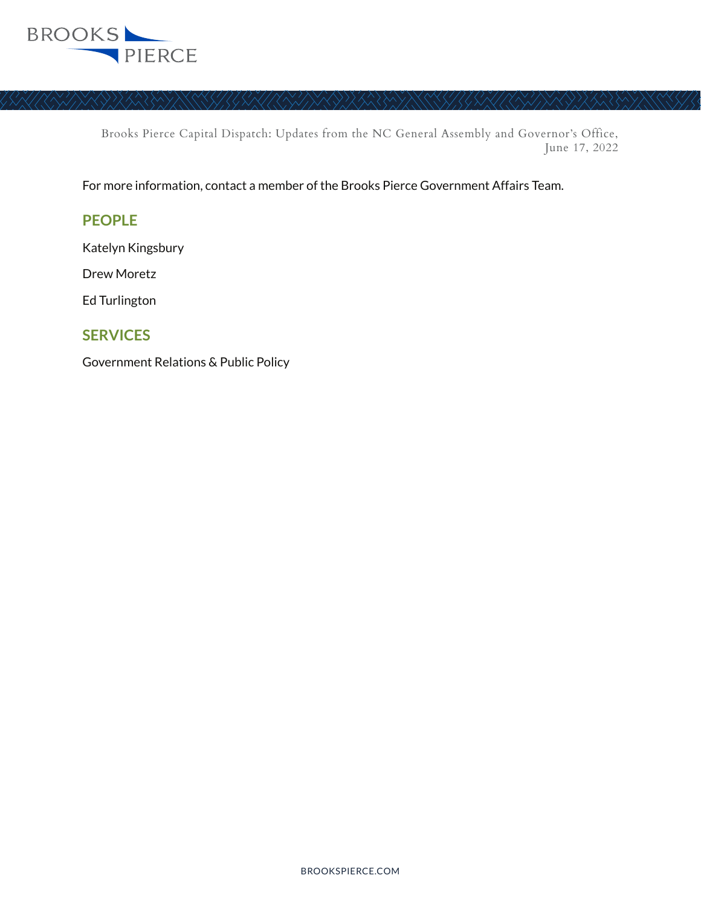For more information, contact a member of the Brooks Pierce Government Affairs Team.

## PEOPLE

Katelyn Kingsbury

Drew Moretz

Ed Turlington

## SERVICES

Government Relations & Public Policy